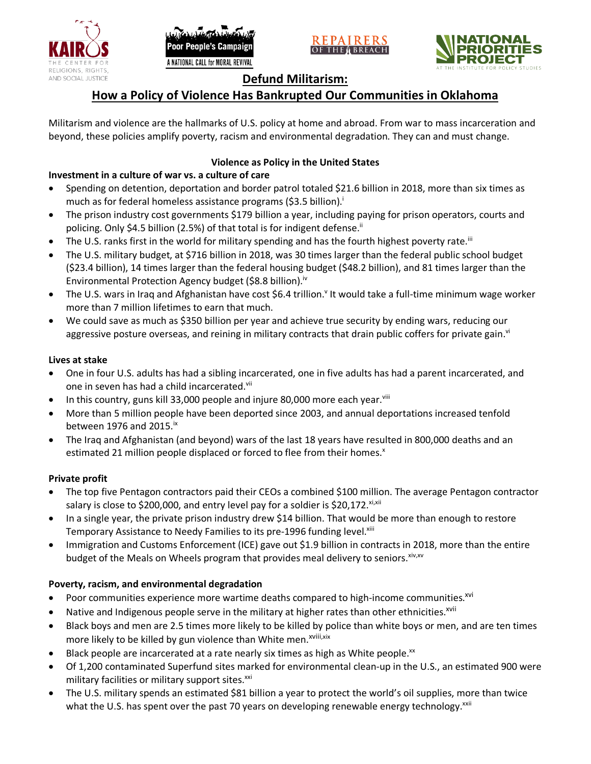# Defund Militarism:
## How a Policy of Violence Has Bankrupted Our Communities in Oklahoma

Militarism and violence are the hallmarks of U.S. policy at home and abroad. From war to mass incarceration and beyond, these policies amplify poverty, racism and environmental degradation. They can and must change.

### Violence as Policy in the United States

**Investment in a culture of war vs. a culture of care**

- Spending on detention, deportation and border patrol totaled $21.6 billion in 2018, more than six times as much as for federal homeless assistance programs ($3.5 billion).[i]
- The prison industry cost governments $179 billion a year, including paying for prison operators, courts and policing. Only $4.5 billion (2.5%) of that total is for indigent defense.[ii]
- The U.S. ranks first in the world for military spending and has the fourth highest poverty rate.[iii]
- The U.S. military budget, at $716 billion in 2018, was 30 times larger than the federal public school budget ($23.4 billion), 14 times larger than the federal housing budget ($48.2 billion), and 81 times larger than the Environmental Protection Agency budget ($8.8 billion).[iv]
- The U.S. wars in Iraq and Afghanistan have cost $6.4 trillion.[v] It would take a full-time minimum wage worker more than 7 million lifetimes to earn that much.
- We could save as much as $350 billion per year and achieve true security by ending wars, reducing our aggressive posture overseas, and reining in military contracts that drain public coffers for private gain.[vi]

**Lives at stake**

- One in four U.S. adults has had a sibling incarcerated, one in five adults has had a parent incarcerated, and one in seven has had a child incarcerated.[vii]
- In this country, guns kill 33,000 people and injure 80,000 more each year.[viii]
- More than 5 million people have been deported since 2003, and annual deportations increased tenfold between 1976 and 2015.[ix]
- The Iraq and Afghanistan (and beyond) wars of the last 18 years have resulted in 800,000 deaths and an estimated 21 million people displaced or forced to flee from their homes.[x]

**Private profit**

- The top five Pentagon contractors paid their CEOs a combined $100 million. The average Pentagon contractor salary is close to $200,000, and entry level pay for a soldier is $20,172.[xi,xii]
- In a single year, the private prison industry drew $14 billion. That would be more than enough to restore Temporary Assistance to Needy Families to its pre-1996 funding level.[xiii]
- Immigration and Customs Enforcement (ICE) gave out $1.9 billion in contracts in 2018, more than the entire budget of the Meals on Wheels program that provides meal delivery to seniors.[xiv,xv]

**Poverty, racism, and environmental degradation**

- Poor communities experience more wartime deaths compared to high-income communities.[xvi]
- Native and Indigenous people serve in the military at higher rates than other ethnicities.[xvii]
- Black boys and men are 2.5 times more likely to be killed by police than white boys or men, and are ten times more likely to be killed by gun violence than White men.[xviii,xix]
- Black people are incarcerated at a rate nearly six times as high as White people.[xx]
- Of 1,200 contaminated Superfund sites marked for environmental clean-up in the U.S., an estimated 900 were military facilities or military support sites.[xxi]
- The U.S. military spends an estimated $81 billion a year to protect the world's oil supplies, more than twice what the U.S. has spent over the past 70 years on developing renewable energy technology.[xxii]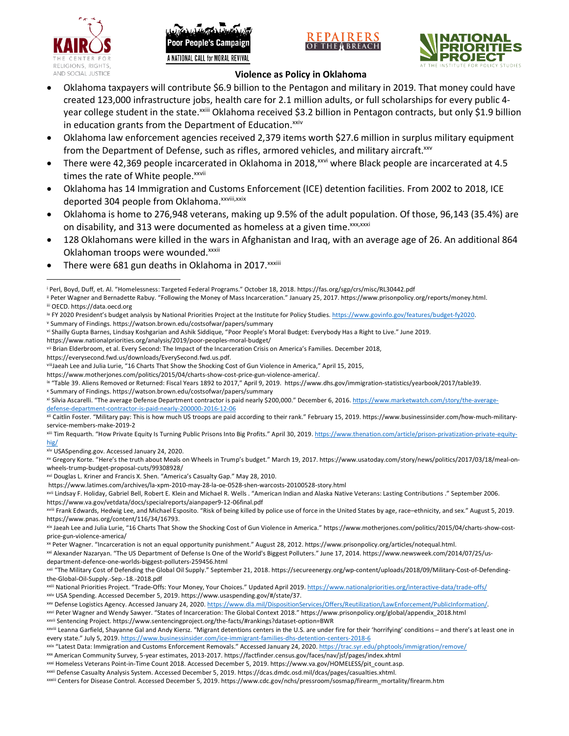## Violence as Policy in Oklahoma

- Oklahoma taxpayers will contribute $6.9 billion to the Pentagon and military in 2019. That money could have created 123,000 infrastructure jobs, health care for 2.1 million adults, or full scholarships for every public 4-year college student in the state.[xxiii] Oklahoma received $3.2 billion in Pentagon contracts, but only $1.9 billion in education grants from the Department of Education.[xxiv]
- Oklahoma law enforcement agencies received 2,379 items worth $27.6 million in surplus military equipment from the Department of Defense, such as rifles, armored vehicles, and military aircraft.[xxv]
- There were 42,369 people incarcerated in Oklahoma in 2018,[xxvi] where Black people are incarcerated at 4.5 times the rate of White people.[xxvii]
- Oklahoma has 14 Immigration and Customs Enforcement (ICE) detention facilities. From 2002 to 2018, ICE deported 304 people from Oklahoma.[xxviii,xxix]
- Oklahoma is home to 276,948 veterans, making up 9.5% of the adult population. Of those, 96,143 (35.4%) are on disability, and 313 were documented as homeless at a given time.[xxx,xxxi]
- 128 Oklahomans were killed in the wars in Afghanistan and Iraq, with an average age of 26. An additional 864 Oklahoman troops were wounded.[xxxii]
- There were 681 gun deaths in Oklahoma in 2017.[xxxiii]

---

[i] Perl, Boyd, Duff, et. Al. "Homelessness: Targeted Federal Programs." October 18, 2018. https://fas.org/sgp/crs/misc/RL30442.pdf

[ii] Peter Wagner and Bernadette Rabuy. "Following the Money of Mass Incarceration." January 25, 2017. https://www.prisonpolicy.org/reports/money.html.

[iii] OECD. https://data.oecd.org

[iv] FY 2020 President's budget analysis by National Priorities Project at the Institute for Policy Studies. https://www.govinfo.gov/features/budget-fy2020.

[v] Summary of Findings. https://watson.brown.edu/costsofwar/papers/summary

[vi] Shailly Gupta Barnes, Lindsay Koshgarian and Ashik Siddique, "Poor People's Moral Budget: Everybody Has a Right to Live." June 2019. https://www.nationalpriorities.org/analysis/2019/poor-peoples-moral-budget/

[vii] Brian Elderbroom, et al. Every Second: The Impact of the Incarceration Crisis on America's Families. December 2018, https://everysecond.fwd.us/downloads/EverySecond.fwd.us.pdf.

[viii] Jaeah Lee and Julia Lurie, "16 Charts That Show the Shocking Cost of Gun Violence in America," April 15, 2015, https://www.motherjones.com/politics/2015/04/charts-show-cost-price-gun-violence-america/.

[ix] "Table 39. Aliens Removed or Returned: Fiscal Years 1892 to 2017," April 9, 2019. https://www.dhs.gov/immigration-statistics/yearbook/2017/table39.

[x] Summary of Findings. https://watson.brown.edu/costsofwar/papers/summary

[xi] Silvia Ascarelli. "The average Defense Department contractor is paid nearly $200,000." December 6, 2016. https://www.marketwatch.com/story/the-average-defense-department-contractor-is-paid-nearly-200000-2016-12-06

[xii] Caitlin Foster. "Military pay: This is how much US troops are paid according to their rank." February 15, 2019. https://www.businessinsider.com/how-much-military-service-members-make-2019-2

[xiii] Tim Requarth. "How Private Equity Is Turning Public Prisons Into Big Profits." April 30, 2019. https://www.thenation.com/article/prison-privatization-private-equity-hig/

[xiv] USASpending.gov. Accessed January 24, 2020.

[xv] Gregory Korte. "Here's the truth about Meals on Wheels in Trump's budget." March 19, 2017. https://www.usatoday.com/story/news/politics/2017/03/18/meal-on-wheels-trump-budget-proposal-cuts/99308928/

[xvi] Douglas L. Kriner and Francis X. Shen. "America's Casualty Gap." May 28, 2010. https://www.latimes.com/archives/la-xpm-2010-may-28-la-oe-0528-shen-warcosts-20100528-story.html

[xvii] Lindsay F. Holiday, Gabriel Bell, Robert E. Klein and Michael R. Wells . "American Indian and Alaska Native Veterans: Lasting Contributions ." September 2006. https://www.va.gov/vetdata/docs/specialreports/aianpaper9-12-06final.pdf

[xviii] Frank Edwards, Hedwig Lee, and Michael Esposito. "Risk of being killed by police use of force in the United States by age, race–ethnicity, and sex." August 5, 2019. https://www.pnas.org/content/116/34/16793.

[xix] Jaeah Lee and Julia Lurie, "16 Charts That Show the Shocking Cost of Gun Violence in America." https://www.motherjones.com/politics/2015/04/charts-show-cost-price-gun-violence-america/

[xx] Peter Wagner. "Incarceration is not an equal opportunity punishment." August 28, 2012. https://www.prisonpolicy.org/articles/notequal.html.

[xxi] Alexander Nazaryan. "The US Department of Defense Is One of the World's Biggest Polluters." June 17, 2014. https://www.newsweek.com/2014/07/25/us-department-defence-one-worlds-biggest-polluters-259456.html

[xxii] "The Military Cost of Defending the Global Oil Supply." September 21, 2018. https://secureenergy.org/wp-content/uploads/2018/09/Military-Cost-of-Defending-the-Global-Oil-Supply.-Sep.-18.-2018.pdf

[xxiii] National Priorities Project. "Trade-Offs: Your Money, Your Choices." Updated April 2019. https://www.nationalpriorities.org/interactive-data/trade-offs/

[xxiv] USA Spending. Accessed December 5, 2019. https://www.usaspending.gov/#/state/37.

[xxv] Defense Logistics Agency. Accessed January 24, 2020. https://www.dla.mil/DispositionServices/Offers/Reutilization/LawEnforcement/PublicInformation/.

[xxvi] Peter Wagner and Wendy Sawyer. "States of Incarceration: The Global Context 2018." https://www.prisonpolicy.org/global/appendix_2018.html

[xxvii] Sentencing Project. https://www.sentencingproject.org/the-facts/#rankings?dataset-option=BWR

[xxviii] Leanna Garfield, Shayanne Gal and Andy Kiersz. "Migrant detentions centers in the U.S. are under fire for their 'horrifying' conditions – and there's at least one in every state." July 5, 2019. https://www.businessinsider.com/ice-immigrant-families-dhs-detention-centers-2018-6

[xxix] "Latest Data: Immigration and Customs Enforcement Removals." Accessed January 24, 2020. https://trac.syr.edu/phptools/immigration/remove/

[xxx] American Community Survey, 5-year estimates, 2013-2017. https://factfinder.census.gov/faces/nav/jsf/pages/index.xhtml

[xxxi] Homeless Veterans Point-in-Time Count 2018. Accessed December 5, 2019. https://www.va.gov/HOMELESS/pit_count.asp.

[xxxii] Defense Casualty Analysis System. Accessed December 5, 2019. https://dcas.dmdc.osd.mil/dcas/pages/casualties.xhtml.

[xxxiii] Centers for Disease Control. Accessed December 5, 2019. https://www.cdc.gov/nchs/pressroom/sosmap/firearm_mortality/firearm.htm